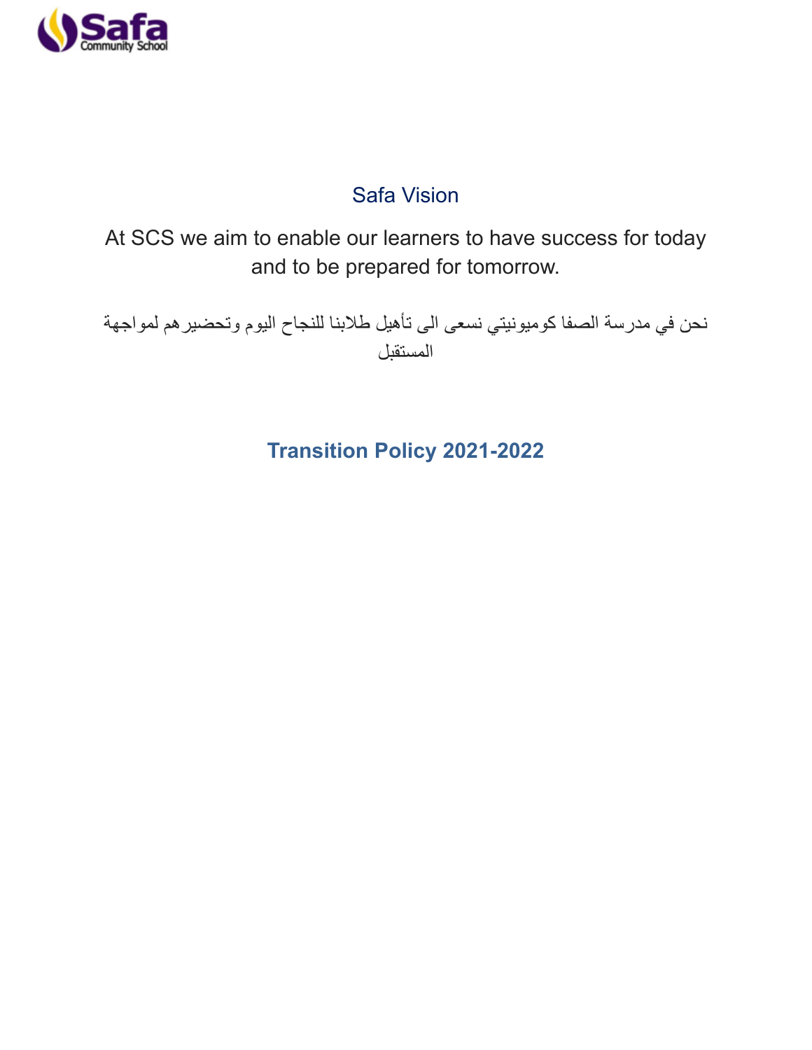Safa Community School

## Safa Vision

At SCS we aim to enable our learners to have success for today and to be prepared for tomorrow.

نحن في مدرسة الصفا كوميونيتي نسعى الى تأهيل طلابنا للنجاح اليوم وتحضيرهم لمواجهة المستقبل

# Transition Policy 2021-2022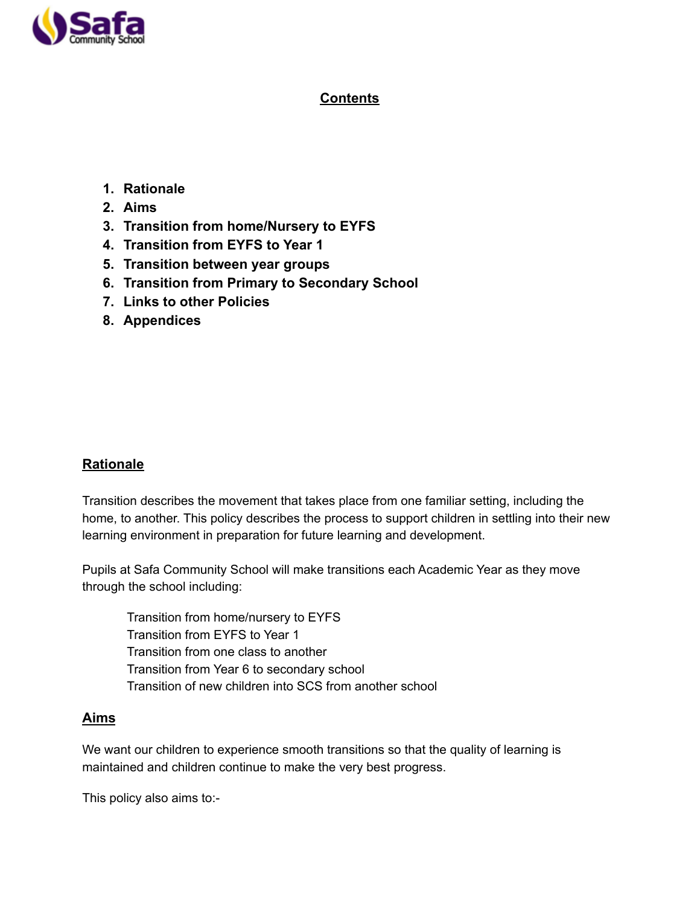## Contents

1. **Rationale**
2. **Aims**
3. **Transition from home/Nursery to EYFS**
4. **Transition from EYFS to Year 1**
5. **Transition between year groups**
6. **Transition from Primary to Secondary School**
7. **Links to other Policies**
8. **Appendices**

## Rationale

Transition describes the movement that takes place from one familiar setting, including the home, to another. This policy describes the process to support children in settling into their new learning environment in preparation for future learning and development.

Pupils at Safa Community School will make transitions each Academic Year as they move through the school including:

- Transition from home/nursery to EYFS
- Transition from EYFS to Year 1
- Transition from one class to another
- Transition from Year 6 to secondary school
- Transition of new children into SCS from another school

## Aims

We want our children to experience smooth transitions so that the quality of learning is maintained and children continue to make the very best progress.

This policy also aims to:-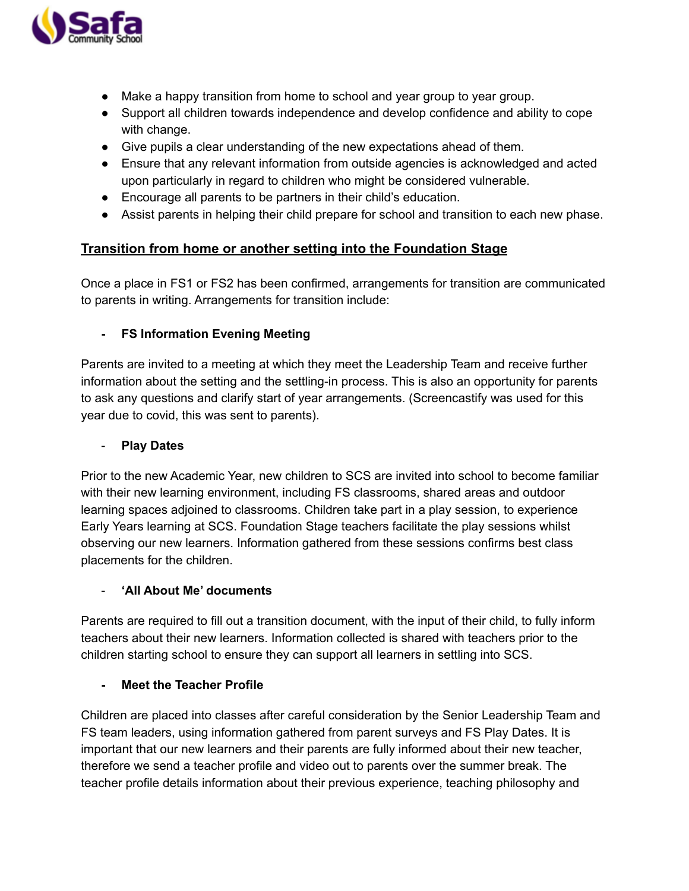- Make a happy transition from home to school and year group to year group.
- Support all children towards independence and develop confidence and ability to cope with change.
- Give pupils a clear understanding of the new expectations ahead of them.
- Ensure that any relevant information from outside agencies is acknowledged and acted upon particularly in regard to children who might be considered vulnerable.
- Encourage all parents to be partners in their child's education.
- Assist parents in helping their child prepare for school and transition to each new phase.

## Transition from home or another setting into the Foundation Stage

Once a place in FS1 or FS2 has been confirmed, arrangements for transition are communicated to parents in writing. Arrangements for transition include:

- **FS Information Evening Meeting**

Parents are invited to a meeting at which they meet the Leadership Team and receive further information about the setting and the settling-in process. This is also an opportunity for parents to ask any questions and clarify start of year arrangements. (Screencastify was used for this year due to covid, this was sent to parents).

- **Play Dates**

Prior to the new Academic Year, new children to SCS are invited into school to become familiar with their new learning environment, including FS classrooms, shared areas and outdoor learning spaces adjoined to classrooms. Children take part in a play session, to experience Early Years learning at SCS. Foundation Stage teachers facilitate the play sessions whilst observing our new learners. Information gathered from these sessions confirms best class placements for the children.

- **'All About Me' documents**

Parents are required to fill out a transition document, with the input of their child, to fully inform teachers about their new learners. Information collected is shared with teachers prior to the children starting school to ensure they can support all learners in settling into SCS.

- **Meet the Teacher Profile**

Children are placed into classes after careful consideration by the Senior Leadership Team and FS team leaders, using information gathered from parent surveys and FS Play Dates. It is important that our new learners and their parents are fully informed about their new teacher, therefore we send a teacher profile and video out to parents over the summer break. The teacher profile details information about their previous experience, teaching philosophy and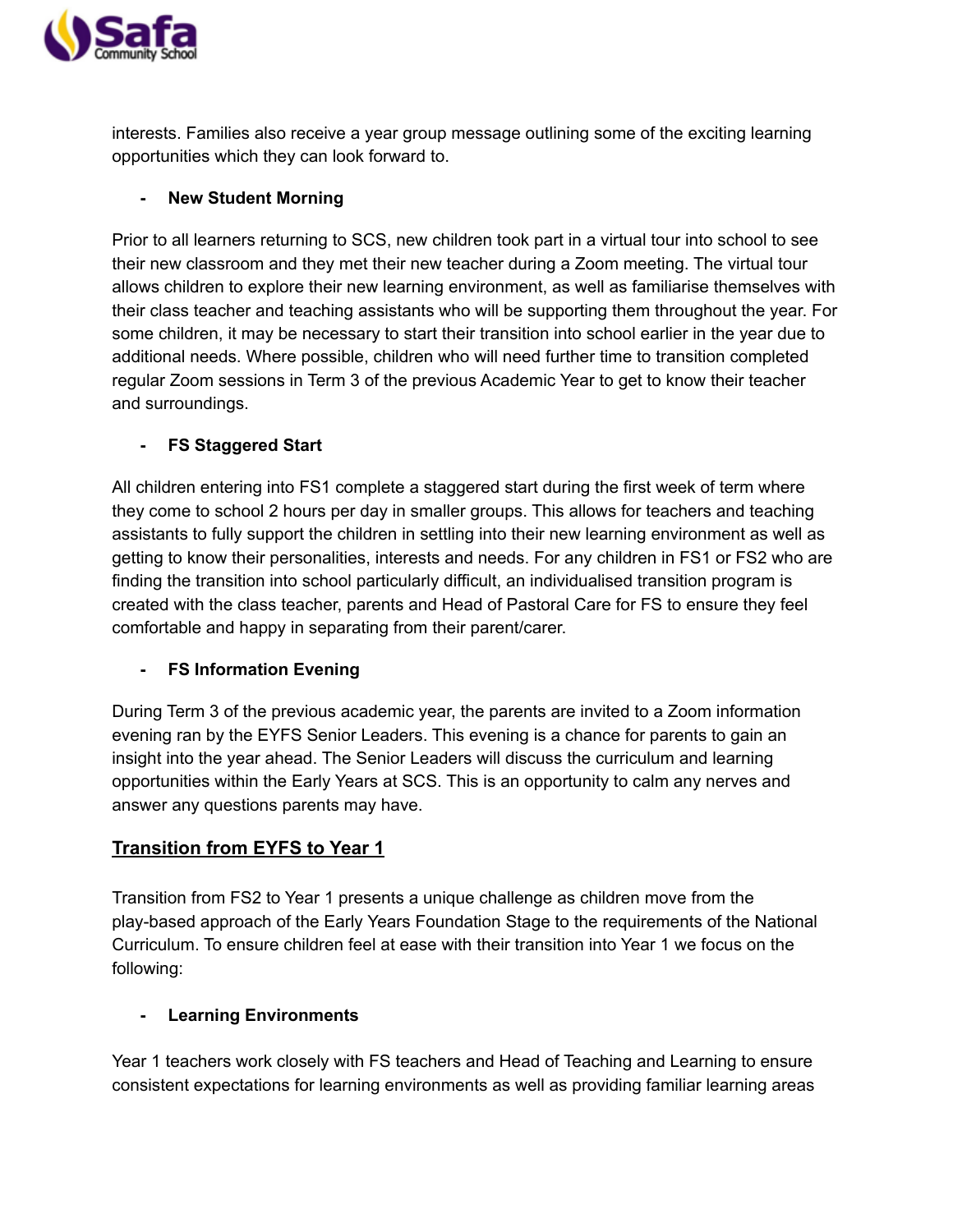interests. Families also receive a year group message outlining some of the exciting learning opportunities which they can look forward to.

- **New Student Morning**

Prior to all learners returning to SCS, new children took part in a virtual tour into school to see their new classroom and they met their new teacher during a Zoom meeting. The virtual tour allows children to explore their new learning environment, as well as familiarise themselves with their class teacher and teaching assistants who will be supporting them throughout the year. For some children, it may be necessary to start their transition into school earlier in the year due to additional needs. Where possible, children who will need further time to transition completed regular Zoom sessions in Term 3 of the previous Academic Year to get to know their teacher and surroundings.

- **FS Staggered Start**

All children entering into FS1 complete a staggered start during the first week of term where they come to school 2 hours per day in smaller groups. This allows for teachers and teaching assistants to fully support the children in settling into their new learning environment as well as getting to know their personalities, interests and needs. For any children in FS1 or FS2 who are finding the transition into school particularly difficult, an individualised transition program is created with the class teacher, parents and Head of Pastoral Care for FS to ensure they feel comfortable and happy in separating from their parent/carer.

- **FS Information Evening**

During Term 3 of the previous academic year, the parents are invited to a Zoom information evening ran by the EYFS Senior Leaders. This evening is a chance for parents to gain an insight into the year ahead. The Senior Leaders will discuss the curriculum and learning opportunities within the Early Years at SCS. This is an opportunity to calm any nerves and answer any questions parents may have.

## Transition from EYFS to Year 1

Transition from FS2 to Year 1 presents a unique challenge as children move from the play-based approach of the Early Years Foundation Stage to the requirements of the National Curriculum. To ensure children feel at ease with their transition into Year 1 we focus on the following:

- **Learning Environments**

Year 1 teachers work closely with FS teachers and Head of Teaching and Learning to ensure consistent expectations for learning environments as well as providing familiar learning areas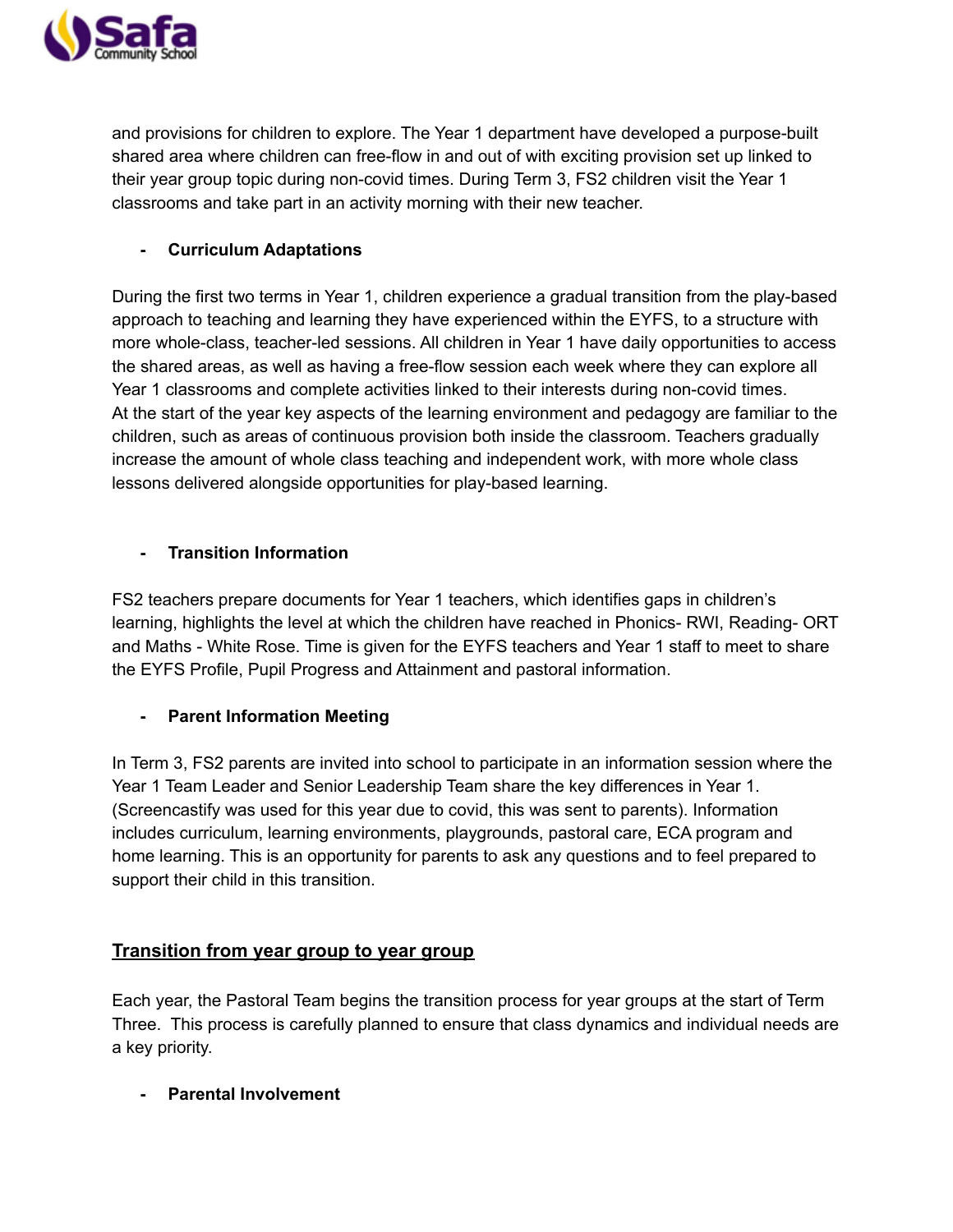and provisions for children to explore. The Year 1 department have developed a purpose-built shared area where children can free-flow in and out of with exciting provision set up linked to their year group topic during non-covid times. During Term 3, FS2 children visit the Year 1 classrooms and take part in an activity morning with their new teacher.

- **Curriculum Adaptations**

During the first two terms in Year 1, children experience a gradual transition from the play-based approach to teaching and learning they have experienced within the EYFS, to a structure with more whole-class, teacher-led sessions. All children in Year 1 have daily opportunities to access the shared areas, as well as having a free-flow session each week where they can explore all Year 1 classrooms and complete activities linked to their interests during non-covid times.
At the start of the year key aspects of the learning environment and pedagogy are familiar to the children, such as areas of continuous provision both inside the classroom. Teachers gradually increase the amount of whole class teaching and independent work, with more whole class lessons delivered alongside opportunities for play-based learning.

- **Transition Information**

FS2 teachers prepare documents for Year 1 teachers, which identifies gaps in children's learning, highlights the level at which the children have reached in Phonics- RWI, Reading- ORT and Maths - White Rose. Time is given for the EYFS teachers and Year 1 staff to meet to share the EYFS Profile, Pupil Progress and Attainment and pastoral information.

- **Parent Information Meeting**

In Term 3, FS2 parents are invited into school to participate in an information session where the Year 1 Team Leader and Senior Leadership Team share the key differences in Year 1. (Screencastify was used for this year due to covid, this was sent to parents). Information includes curriculum, learning environments, playgrounds, pastoral care, ECA program and home learning. This is an opportunity for parents to ask any questions and to feel prepared to support their child in this transition.

## Transition from year group to year group

Each year, the Pastoral Team begins the transition process for year groups at the start of Term Three. This process is carefully planned to ensure that class dynamics and individual needs are a key priority.

- **Parental Involvement**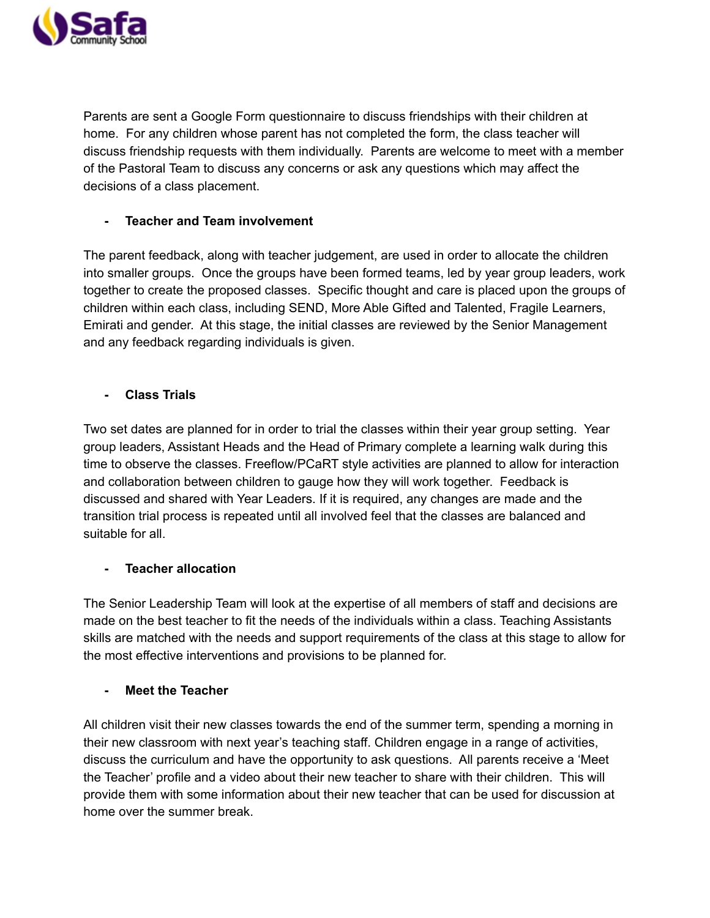Parents are sent a Google Form questionnaire to discuss friendships with their children at home. For any children whose parent has not completed the form, the class teacher will discuss friendship requests with them individually. Parents are welcome to meet with a member of the Pastoral Team to discuss any concerns or ask any questions which may affect the decisions of a class placement.

- **Teacher and Team involvement**

The parent feedback, along with teacher judgement, are used in order to allocate the children into smaller groups. Once the groups have been formed teams, led by year group leaders, work together to create the proposed classes. Specific thought and care is placed upon the groups of children within each class, including SEND, More Able Gifted and Talented, Fragile Learners, Emirati and gender. At this stage, the initial classes are reviewed by the Senior Management and any feedback regarding individuals is given.

- **Class Trials**

Two set dates are planned for in order to trial the classes within their year group setting. Year group leaders, Assistant Heads and the Head of Primary complete a learning walk during this time to observe the classes. Freeflow/PCaRT style activities are planned to allow for interaction and collaboration between children to gauge how they will work together. Feedback is discussed and shared with Year Leaders. If it is required, any changes are made and the transition trial process is repeated until all involved feel that the classes are balanced and suitable for all.

- **Teacher allocation**

The Senior Leadership Team will look at the expertise of all members of staff and decisions are made on the best teacher to fit the needs of the individuals within a class. Teaching Assistants skills are matched with the needs and support requirements of the class at this stage to allow for the most effective interventions and provisions to be planned for.

- **Meet the Teacher**

All children visit their new classes towards the end of the summer term, spending a morning in their new classroom with next year's teaching staff. Children engage in a range of activities, discuss the curriculum and have the opportunity to ask questions. All parents receive a 'Meet the Teacher' profile and a video about their new teacher to share with their children. This will provide them with some information about their new teacher that can be used for discussion at home over the summer break.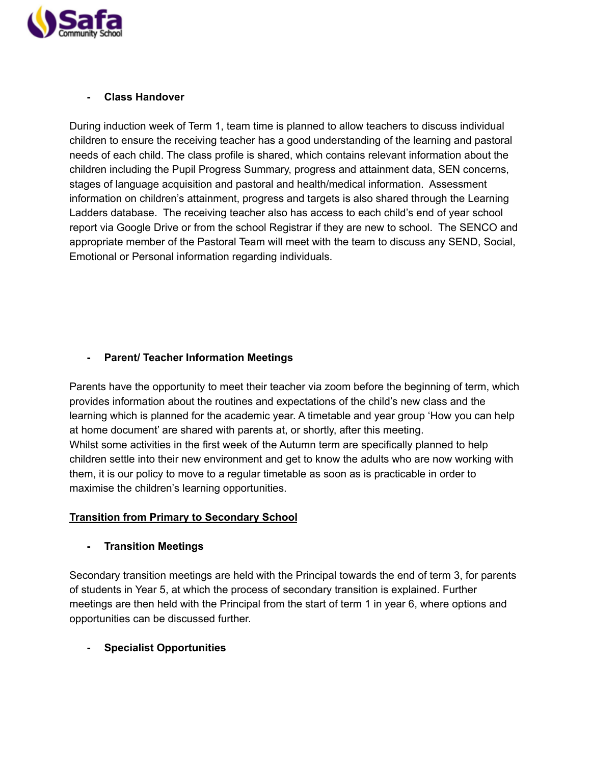- **Class Handover**

During induction week of Term 1, team time is planned to allow teachers to discuss individual children to ensure the receiving teacher has a good understanding of the learning and pastoral needs of each child. The class profile is shared, which contains relevant information about the children including the Pupil Progress Summary, progress and attainment data, SEN concerns, stages of language acquisition and pastoral and health/medical information. Assessment information on children's attainment, progress and targets is also shared through the Learning Ladders database. The receiving teacher also has access to each child's end of year school report via Google Drive or from the school Registrar if they are new to school. The SENCO and appropriate member of the Pastoral Team will meet with the team to discuss any SEND, Social, Emotional or Personal information regarding individuals.

- **Parent/ Teacher Information Meetings**

Parents have the opportunity to meet their teacher via zoom before the beginning of term, which provides information about the routines and expectations of the child's new class and the learning which is planned for the academic year. A timetable and year group 'How you can help at home document' are shared with parents at, or shortly, after this meeting.
Whilst some activities in the first week of the Autumn term are specifically planned to help children settle into their new environment and get to know the adults who are now working with them, it is our policy to move to a regular timetable as soon as is practicable in order to maximise the children's learning opportunities.

## Transition from Primary to Secondary School

- **Transition Meetings**

Secondary transition meetings are held with the Principal towards the end of term 3, for parents of students in Year 5, at which the process of secondary transition is explained. Further meetings are then held with the Principal from the start of term 1 in year 6, where options and opportunities can be discussed further.

- **Specialist Opportunities**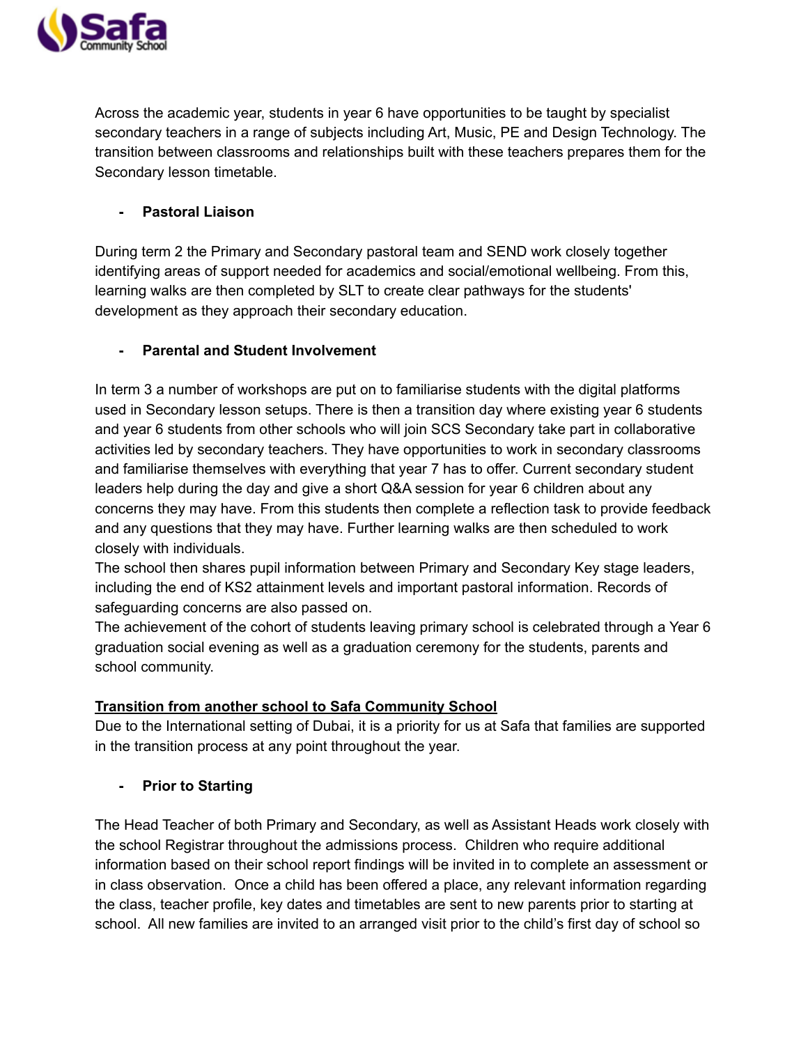Across the academic year, students in year 6 have opportunities to be taught by specialist secondary teachers in a range of subjects including Art, Music, PE and Design Technology. The transition between classrooms and relationships built with these teachers prepares them for the Secondary lesson timetable.

- **Pastoral Liaison**

During term 2 the Primary and Secondary pastoral team and SEND work closely together identifying areas of support needed for academics and social/emotional wellbeing. From this, learning walks are then completed by SLT to create clear pathways for the students' development as they approach their secondary education.

- **Parental and Student Involvement**

In term 3 a number of workshops are put on to familiarise students with the digital platforms used in Secondary lesson setups. There is then a transition day where existing year 6 students and year 6 students from other schools who will join SCS Secondary take part in collaborative activities led by secondary teachers. They have opportunities to work in secondary classrooms and familiarise themselves with everything that year 7 has to offer. Current secondary student leaders help during the day and give a short Q&A session for year 6 children about any concerns they may have. From this students then complete a reflection task to provide feedback and any questions that they may have. Further learning walks are then scheduled to work closely with individuals.
The school then shares pupil information between Primary and Secondary Key stage leaders, including the end of KS2 attainment levels and important pastoral information. Records of safeguarding concerns are also passed on.
The achievement of the cohort of students leaving primary school is celebrated through a Year 6 graduation social evening as well as a graduation ceremony for the students, parents and school community.

**Transition from another school to Safa Community School**

Due to the International setting of Dubai, it is a priority for us at Safa that families are supported in the transition process at any point throughout the year.

- **Prior to Starting**

The Head Teacher of both Primary and Secondary, as well as Assistant Heads work closely with the school Registrar throughout the admissions process. Children who require additional information based on their school report findings will be invited in to complete an assessment or in class observation. Once a child has been offered a place, any relevant information regarding the class, teacher profile, key dates and timetables are sent to new parents prior to starting at school. All new families are invited to an arranged visit prior to the child's first day of school so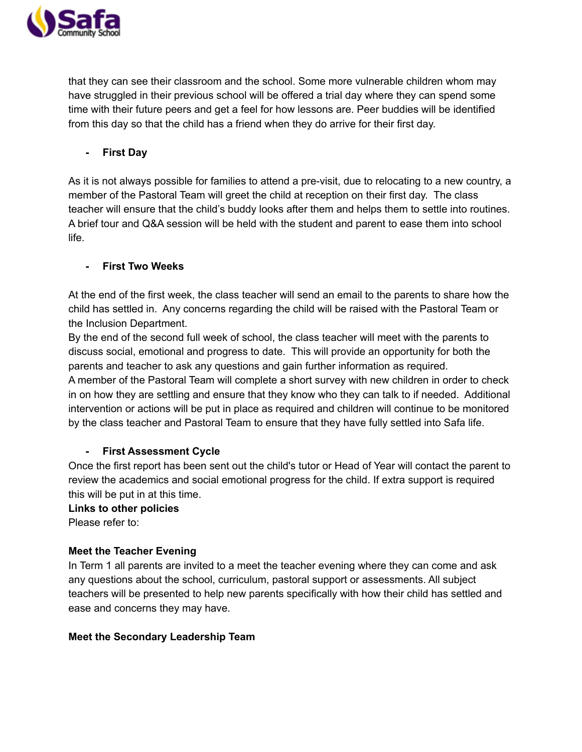that they can see their classroom and the school. Some more vulnerable children whom may have struggled in their previous school will be offered a trial day where they can spend some time with their future peers and get a feel for how lessons are. Peer buddies will be identified from this day so that the child has a friend when they do arrive for their first day.

- **First Day**

As it is not always possible for families to attend a pre-visit, due to relocating to a new country, a member of the Pastoral Team will greet the child at reception on their first day. The class teacher will ensure that the child's buddy looks after them and helps them to settle into routines. A brief tour and Q&A session will be held with the student and parent to ease them into school life.

- **First Two Weeks**

At the end of the first week, the class teacher will send an email to the parents to share how the child has settled in. Any concerns regarding the child will be raised with the Pastoral Team or the Inclusion Department.

By the end of the second full week of school, the class teacher will meet with the parents to discuss social, emotional and progress to date. This will provide an opportunity for both the parents and teacher to ask any questions and gain further information as required.

A member of the Pastoral Team will complete a short survey with new children in order to check in on how they are settling and ensure that they know who they can talk to if needed. Additional intervention or actions will be put in place as required and children will continue to be monitored by the class teacher and Pastoral Team to ensure that they have fully settled into Safa life.

- **First Assessment Cycle**

Once the first report has been sent out the child's tutor or Head of Year will contact the parent to review the academics and social emotional progress for the child. If extra support is required this will be put in at this time.

**Links to other policies**

Please refer to:

**Meet the Teacher Evening**

In Term 1 all parents are invited to a meet the teacher evening where they can come and ask any questions about the school, curriculum, pastoral support or assessments. All subject teachers will be presented to help new parents specifically with how their child has settled and ease and concerns they may have.

**Meet the Secondary Leadership Team**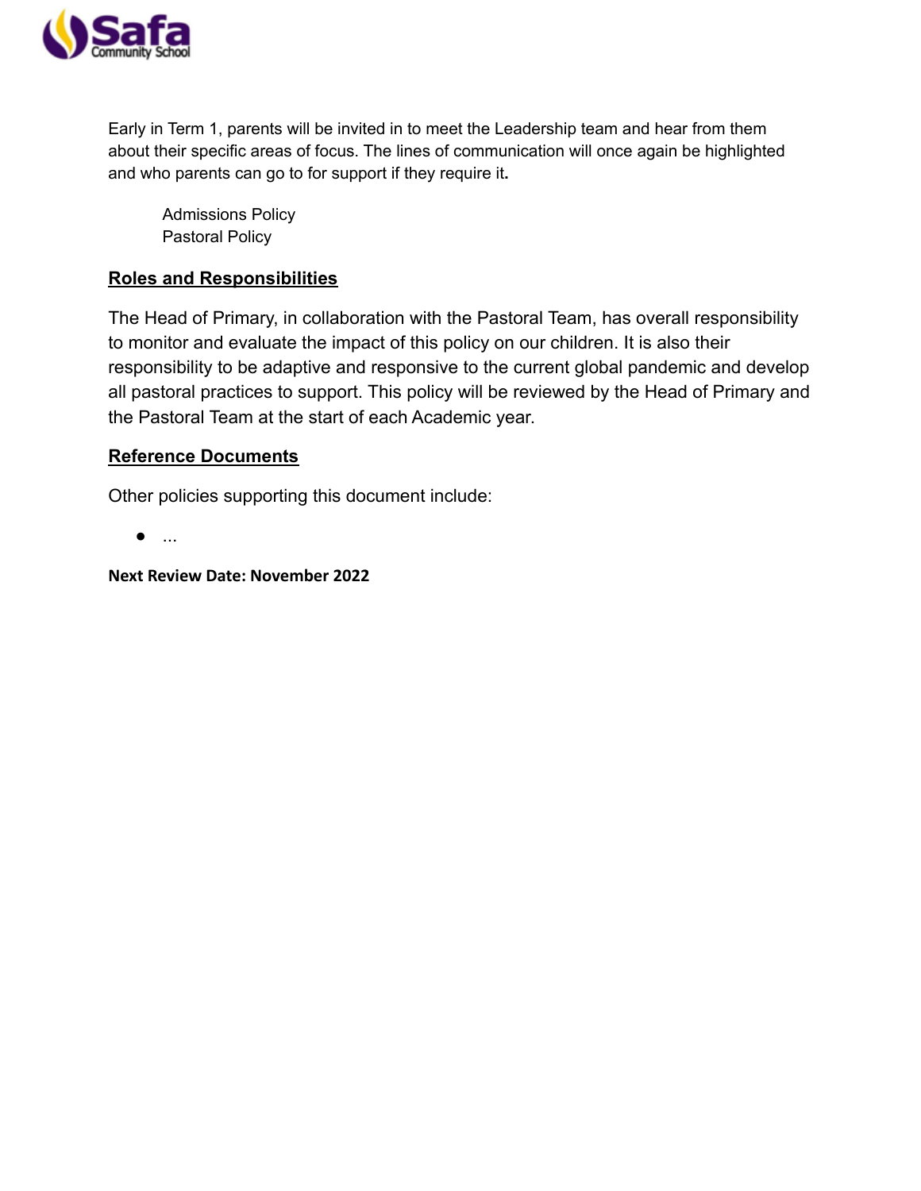Early in Term 1, parents will be invited in to meet the Leadership team and hear from them about their specific areas of focus. The lines of communication will once again be highlighted and who parents can go to for support if they require it**.**

Admissions Policy
Pastoral Policy

## Roles and Responsibilities

The Head of Primary, in collaboration with the Pastoral Team, has overall responsibility to monitor and evaluate the impact of this policy on our children. It is also their responsibility to be adaptive and responsive to the current global pandemic and develop all pastoral practices to support. This policy will be reviewed by the Head of Primary and the Pastoral Team at the start of each Academic year.

## Reference Documents

Other policies supporting this document include:

- ...

**Next Review Date: November 2022**